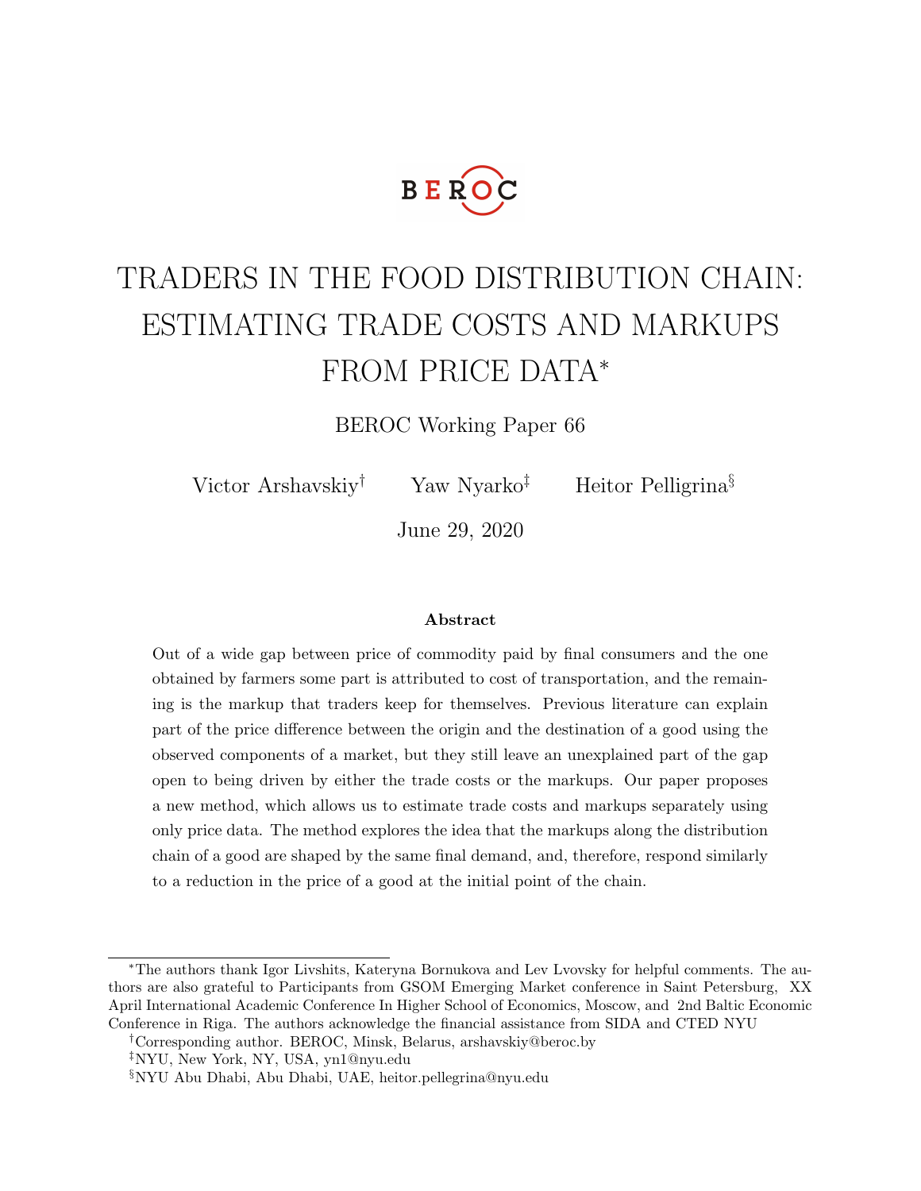BEROC

# TRADERS IN THE FOOD DISTRIBUTION CHAIN: ESTIMATING TRADE COSTS AND MARKUPS FROM PRICE DATA*

BEROC Working Paper 66

Victor Arshavskiy[†] Yaw Nyarko[‡] Heitor Pelligrina[§]

June 29, 2020

**Abstract**

Out of a wide gap between price of commodity paid by final consumers and the one obtained by farmers some part is attributed to cost of transportation, and the remaining is the markup that traders keep for themselves. Previous literature can explain part of the price difference between the origin and the destination of a good using the observed components of a market, but they still leave an unexplained part of the gap open to being driven by either the trade costs or the markups. Our paper proposes a new method, which allows us to estimate trade costs and markups separately using only price data. The method explores the idea that the markups along the distribution chain of a good are shaped by the same final demand, and, therefore, respond similarly to a reduction in the price of a good at the initial point of the chain.

---

*The authors thank Igor Livshits, Kateryna Bornukova and Lev Lvovsky for helpful comments. The authors are also grateful to Participants from GSOM Emerging Market conference in Saint Petersburg, XX April International Academic Conference In Higher School of Economics, Moscow, and 2nd Baltic Economic Conference in Riga. The authors acknowledge the financial assistance from SIDA and CTED NYU

[†]Corresponding author. BEROC, Minsk, Belarus, arshavskiy@beroc.by

[‡]NYU, New York, NY, USA, yn1@nyu.edu

[§]NYU Abu Dhabi, Abu Dhabi, UAE, heitor.pellegrina@nyu.edu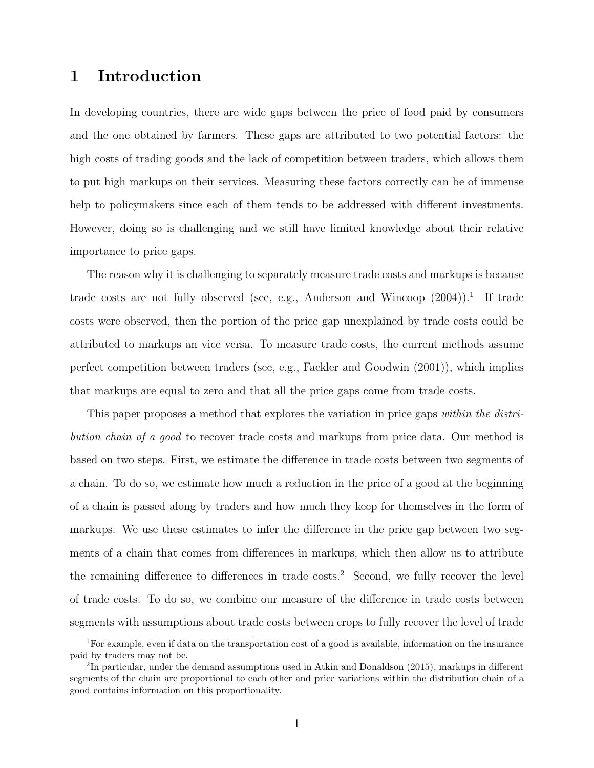# 1 Introduction

In developing countries, there are wide gaps between the price of food paid by consumers and the one obtained by farmers. These gaps are attributed to two potential factors: the high costs of trading goods and the lack of competition between traders, which allows them to put high markups on their services. Measuring these factors correctly can be of immense help to policymakers since each of them tends to be addressed with different investments. However, doing so is challenging and we still have limited knowledge about their relative importance to price gaps.

The reason why it is challenging to separately measure trade costs and markups is because trade costs are not fully observed (see, e.g., Anderson and Wincoop (2004)).[1] If trade costs were observed, then the portion of the price gap unexplained by trade costs could be attributed to markups an vice versa. To measure trade costs, the current methods assume perfect competition between traders (see, e.g., Fackler and Goodwin (2001)), which implies that markups are equal to zero and that all the price gaps come from trade costs.

This paper proposes a method that explores the variation in price gaps *within the distribution chain of a good* to recover trade costs and markups from price data. Our method is based on two steps. First, we estimate the difference in trade costs between two segments of a chain. To do so, we estimate how much a reduction in the price of a good at the beginning of a chain is passed along by traders and how much they keep for themselves in the form of markups. We use these estimates to infer the difference in the price gap between two segments of a chain that comes from differences in markups, which then allow us to attribute the remaining difference to differences in trade costs.[2] Second, we fully recover the level of trade costs. To do so, we combine our measure of the difference in trade costs between segments with assumptions about trade costs between crops to fully recover the level of trade

---

[1] For example, even if data on the transportation cost of a good is available, information on the insurance paid by traders may not be.

[2] In particular, under the demand assumptions used in Atkin and Donaldson (2015), markups in different segments of the chain are proportional to each other and price variations within the distribution chain of a good contains information on this proportionality.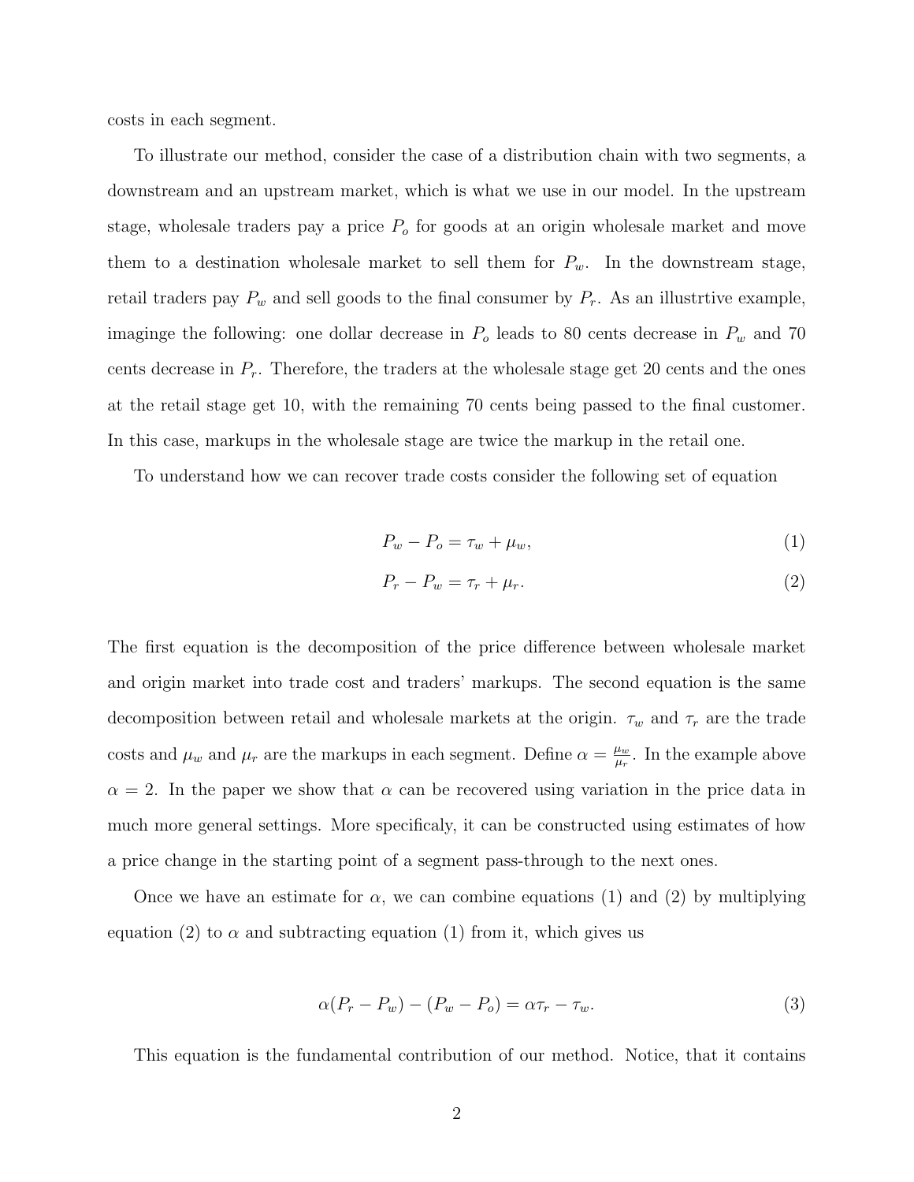costs in each segment.

To illustrate our method, consider the case of a distribution chain with two segments, a downstream and an upstream market, which is what we use in our model. In the upstream stage, wholesale traders pay a price $P_o$ for goods at an origin wholesale market and move them to a destination wholesale market to sell them for $P_w$. In the downstream stage, retail traders pay $P_w$ and sell goods to the final consumer by $P_r$. As an illustrtive example, imaginge the following: one dollar decrease in $P_o$ leads to 80 cents decrease in $P_w$ and 70 cents decrease in $P_r$. Therefore, the traders at the wholesale stage get 20 cents and the ones at the retail stage get 10, with the remaining 70 cents being passed to the final customer. In this case, markups in the wholesale stage are twice the markup in the retail one.

To understand how we can recover trade costs consider the following set of equation

$$P_w - P_o = \tau_w + \mu_w, \tag{1}$$

$$P_r - P_w = \tau_r + \mu_r. \tag{2}$$

The first equation is the decomposition of the price difference between wholesale market and origin market into trade cost and traders' markups. The second equation is the same decomposition between retail and wholesale markets at the origin. $\tau_w$ and $\tau_r$ are the trade costs and $\mu_w$ and $\mu_r$ are the markups in each segment. Define $\alpha = \frac{\mu_w}{\mu_r}$. In the example above $\alpha = 2$. In the paper we show that $\alpha$ can be recovered using variation in the price data in much more general settings. More specificaly, it can be constructed using estimates of how a price change in the starting point of a segment pass-through to the next ones.

Once we have an estimate for $\alpha$, we can combine equations (1) and (2) by multiplying equation (2) to $\alpha$ and subtracting equation (1) from it, which gives us

$$\alpha(P_r - P_w) - (P_w - P_o) = \alpha\tau_r - \tau_w. \tag{3}$$

This equation is the fundamental contribution of our method. Notice, that it contains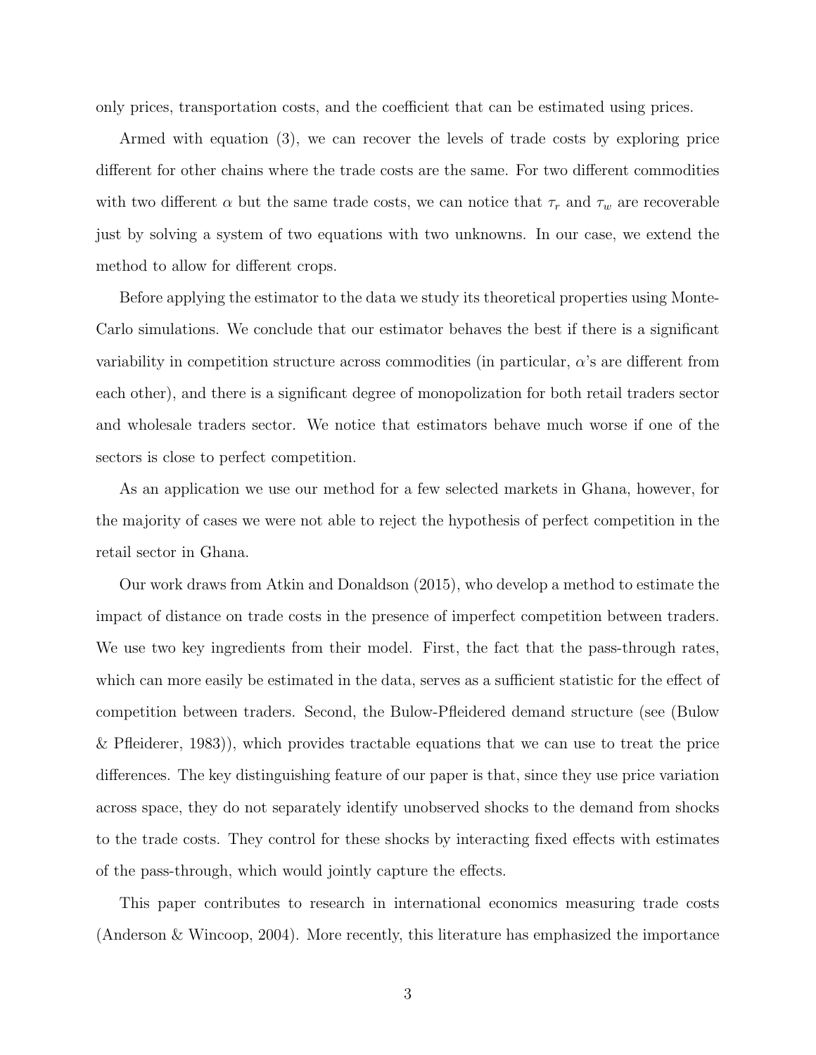only prices, transportation costs, and the coefficient that can be estimated using prices.

Armed with equation (3), we can recover the levels of trade costs by exploring price different for other chains where the trade costs are the same. For two different commodities with two different $\alpha$ but the same trade costs, we can notice that $\tau_r$ and $\tau_w$ are recoverable just by solving a system of two equations with two unknowns. In our case, we extend the method to allow for different crops.

Before applying the estimator to the data we study its theoretical properties using Monte-Carlo simulations. We conclude that our estimator behaves the best if there is a significant variability in competition structure across commodities (in particular, $\alpha$'s are different from each other), and there is a significant degree of monopolization for both retail traders sector and wholesale traders sector. We notice that estimators behave much worse if one of the sectors is close to perfect competition.

As an application we use our method for a few selected markets in Ghana, however, for the majority of cases we were not able to reject the hypothesis of perfect competition in the retail sector in Ghana.

Our work draws from Atkin and Donaldson (2015), who develop a method to estimate the impact of distance on trade costs in the presence of imperfect competition between traders. We use two key ingredients from their model. First, the fact that the pass-through rates, which can more easily be estimated in the data, serves as a sufficient statistic for the effect of competition between traders. Second, the Bulow-Pfleidered demand structure (see (Bulow & Pfleiderer, 1983)), which provides tractable equations that we can use to treat the price differences. The key distinguishing feature of our paper is that, since they use price variation across space, they do not separately identify unobserved shocks to the demand from shocks to the trade costs. They control for these shocks by interacting fixed effects with estimates of the pass-through, which would jointly capture the effects.

This paper contributes to research in international economics measuring trade costs (Anderson & Wincoop, 2004). More recently, this literature has emphasized the importance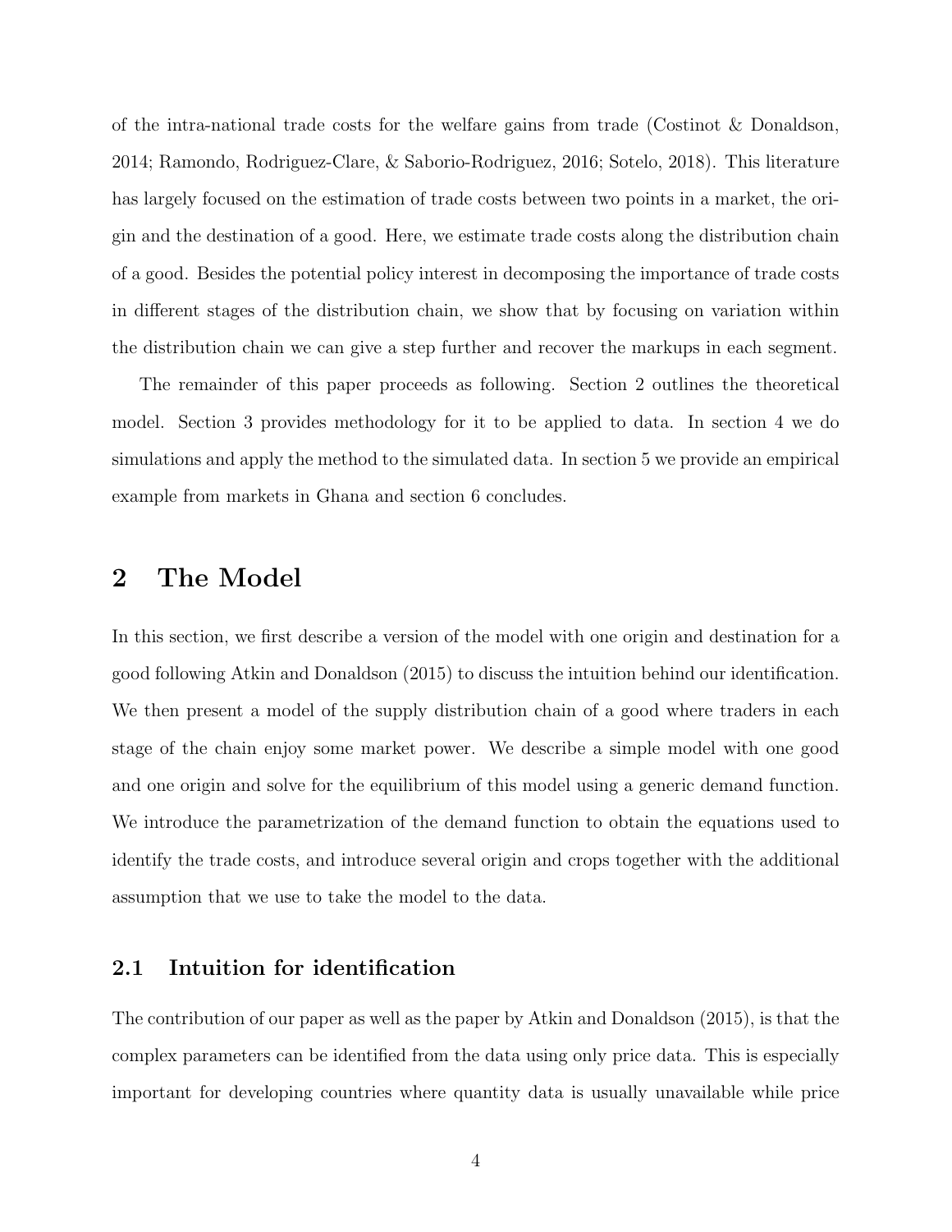of the intra-national trade costs for the welfare gains from trade (Costinot & Donaldson, 2014; Ramondo, Rodriguez-Clare, & Saborio-Rodriguez, 2016; Sotelo, 2018). This literature has largely focused on the estimation of trade costs between two points in a market, the origin and the destination of a good. Here, we estimate trade costs along the distribution chain of a good. Besides the potential policy interest in decomposing the importance of trade costs in different stages of the distribution chain, we show that by focusing on variation within the distribution chain we can give a step further and recover the markups in each segment.

The remainder of this paper proceeds as following. Section 2 outlines the theoretical model. Section 3 provides methodology for it to be applied to data. In section 4 we do simulations and apply the method to the simulated data. In section 5 we provide an empirical example from markets in Ghana and section 6 concludes.

# 2 The Model

In this section, we first describe a version of the model with one origin and destination for a good following Atkin and Donaldson (2015) to discuss the intuition behind our identification. We then present a model of the supply distribution chain of a good where traders in each stage of the chain enjoy some market power. We describe a simple model with one good and one origin and solve for the equilibrium of this model using a generic demand function. We introduce the parametrization of the demand function to obtain the equations used to identify the trade costs, and introduce several origin and crops together with the additional assumption that we use to take the model to the data.

## 2.1 Intuition for identification

The contribution of our paper as well as the paper by Atkin and Donaldson (2015), is that the complex parameters can be identified from the data using only price data. This is especially important for developing countries where quantity data is usually unavailable while price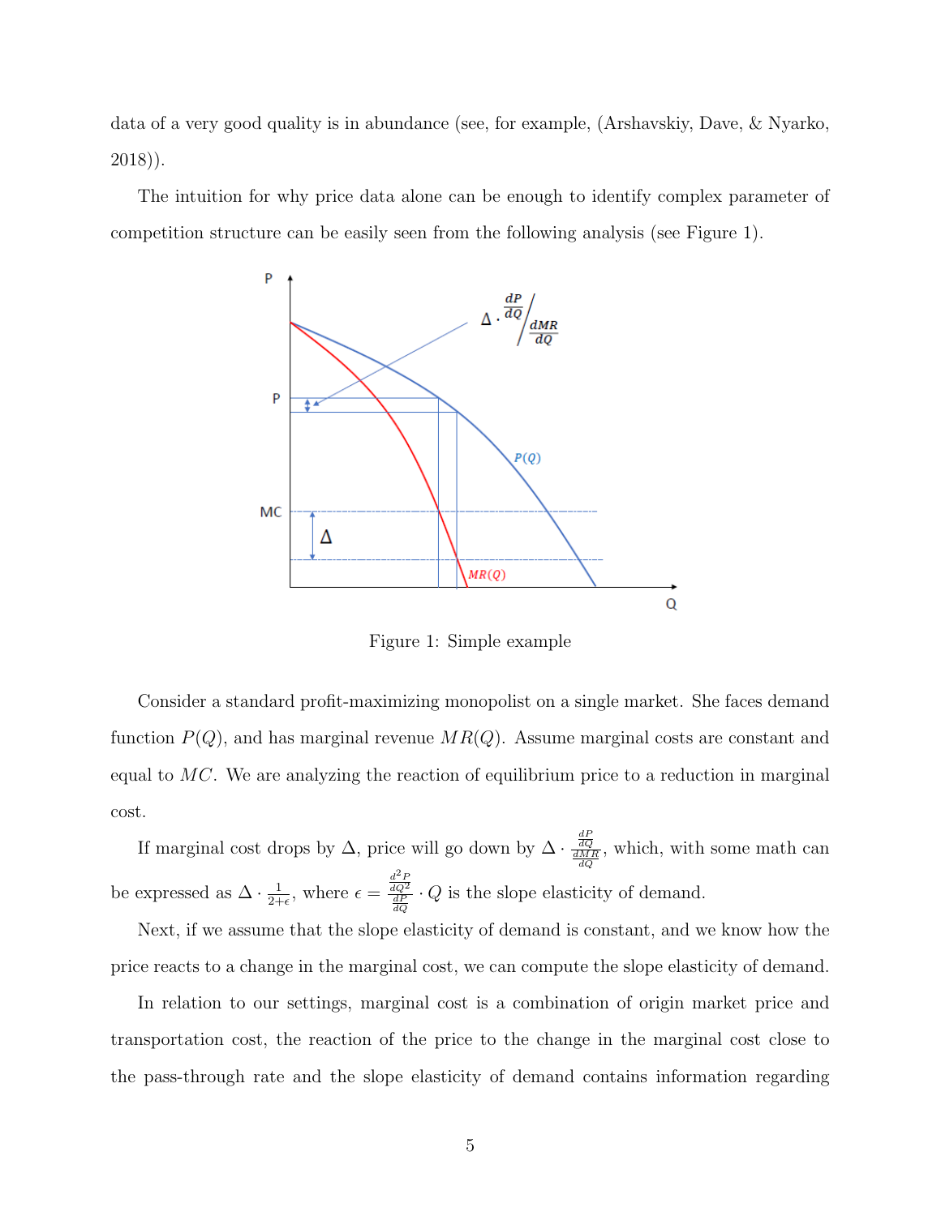data of a very good quality is in abundance (see, for example, (Arshavskiy, Dave, & Nyarko, 2018)).

The intuition for why price data alone can be enough to identify complex parameter of competition structure can be easily seen from the following analysis (see Figure 1).

Figure 1: Simple example

Consider a standard profit-maximizing monopolist on a single market. She faces demand function $P(Q)$, and has marginal revenue $MR(Q)$. Assume marginal costs are constant and equal to $MC$. We are analyzing the reaction of equilibrium price to a reduction in marginal cost.

If marginal cost drops by $\Delta$, price will go down by $\Delta \cdot \frac{\frac{dP}{dQ}}{\frac{dMR}{dQ}}$, which, with some math can be expressed as $\Delta \cdot \frac{1}{2+\epsilon}$, where $\epsilon = \frac{\frac{d^2P}{dQ^2}}{\frac{dP}{dQ}} \cdot Q$ is the slope elasticity of demand.

Next, if we assume that the slope elasticity of demand is constant, and we know how the price reacts to a change in the marginal cost, we can compute the slope elasticity of demand.

In relation to our settings, marginal cost is a combination of origin market price and transportation cost, the reaction of the price to the change in the marginal cost close to the pass-through rate and the slope elasticity of demand contains information regarding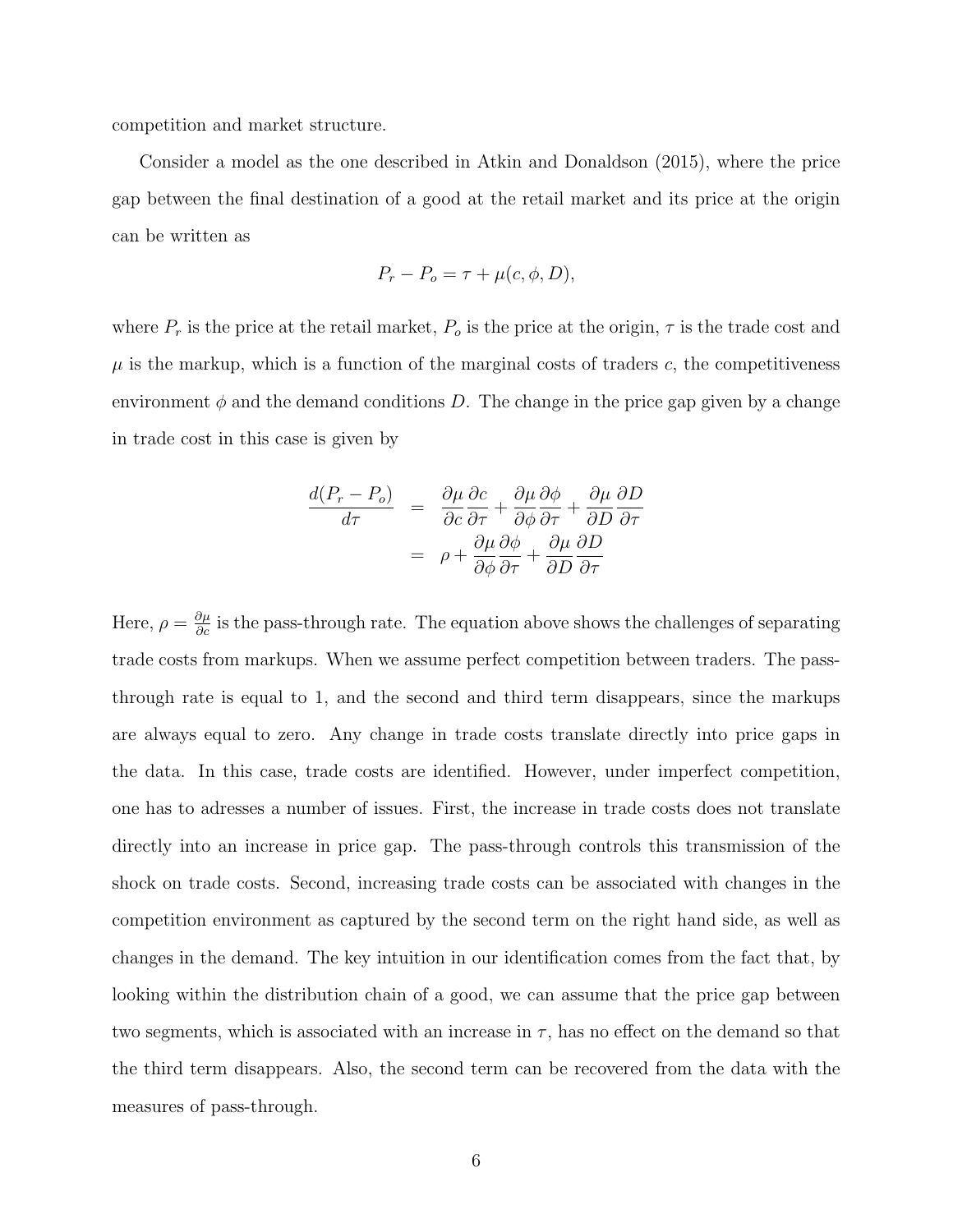competition and market structure.

Consider a model as the one described in Atkin and Donaldson (2015), where the price gap between the final destination of a good at the retail market and its price at the origin can be written as

$$P_r - P_o = \tau + \mu(c, \phi, D),$$

where $P_r$ is the price at the retail market, $P_o$ is the price at the origin, $\tau$ is the trade cost and $\mu$ is the markup, which is a function of the marginal costs of traders $c$, the competitiveness environment $\phi$ and the demand conditions $D$. The change in the price gap given by a change in trade cost in this case is given by

$$\begin{aligned}
\frac{d(P_r - P_o)}{d\tau} &= \frac{\partial \mu}{\partial c}\frac{\partial c}{\partial \tau} + \frac{\partial \mu}{\partial \phi}\frac{\partial \phi}{\partial \tau} + \frac{\partial \mu}{\partial D}\frac{\partial D}{\partial \tau} \\
&= \rho + \frac{\partial \mu}{\partial \phi}\frac{\partial \phi}{\partial \tau} + \frac{\partial \mu}{\partial D}\frac{\partial D}{\partial \tau}
\end{aligned}$$

Here, $\rho = \frac{\partial \mu}{\partial c}$ is the pass-through rate. The equation above shows the challenges of separating trade costs from markups. When we assume perfect competition between traders. The pass-through rate is equal to 1, and the second and third term disappears, since the markups are always equal to zero. Any change in trade costs translate directly into price gaps in the data. In this case, trade costs are identified. However, under imperfect competition, one has to adresses a number of issues. First, the increase in trade costs does not translate directly into an increase in price gap. The pass-through controls this transmission of the shock on trade costs. Second, increasing trade costs can be associated with changes in the competition environment as captured by the second term on the right hand side, as well as changes in the demand. The key intuition in our identification comes from the fact that, by looking within the distribution chain of a good, we can assume that the price gap between two segments, which is associated with an increase in $\tau$, has no effect on the demand so that the third term disappears. Also, the second term can be recovered from the data with the measures of pass-through.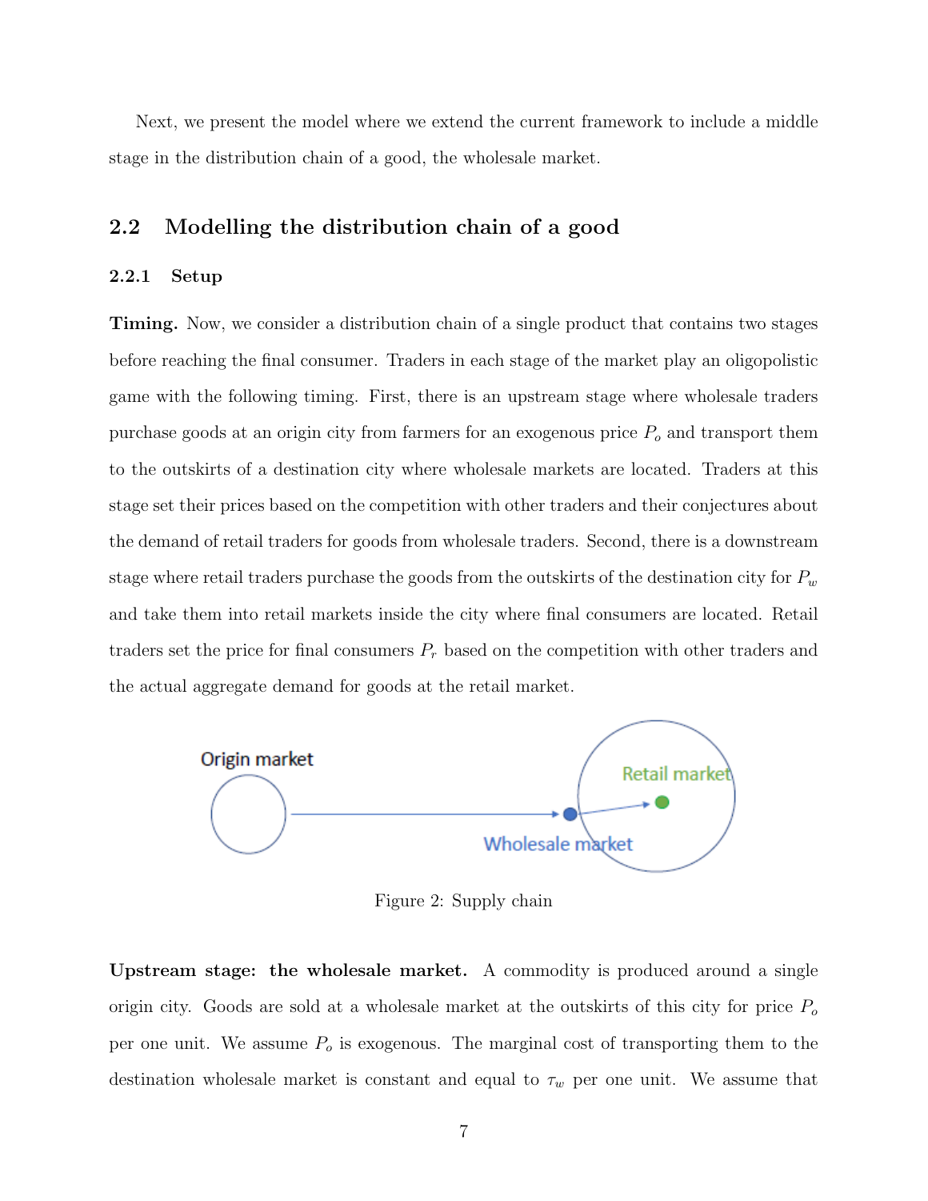Next, we present the model where we extend the current framework to include a middle stage in the distribution chain of a good, the wholesale market.

## 2.2 Modelling the distribution chain of a good

### 2.2.1 Setup

**Timing.** Now, we consider a distribution chain of a single product that contains two stages before reaching the final consumer. Traders in each stage of the market play an oligopolistic game with the following timing. First, there is an upstream stage where wholesale traders purchase goods at an origin city from farmers for an exogenous price $P_o$ and transport them to the outskirts of a destination city where wholesale markets are located. Traders at this stage set their prices based on the competition with other traders and their conjectures about the demand of retail traders for goods from wholesale traders. Second, there is a downstream stage where retail traders purchase the goods from the outskirts of the destination city for $P_w$ and take them into retail markets inside the city where final consumers are located. Retail traders set the price for final consumers $P_r$ based on the competition with other traders and the actual aggregate demand for goods at the retail market.

Figure 2: Supply chain

**Upstream stage: the wholesale market.** A commodity is produced around a single origin city. Goods are sold at a wholesale market at the outskirts of this city for price $P_o$ per one unit. We assume $P_o$ is exogenous. The marginal cost of transporting them to the destination wholesale market is constant and equal to $\tau_w$ per one unit. We assume that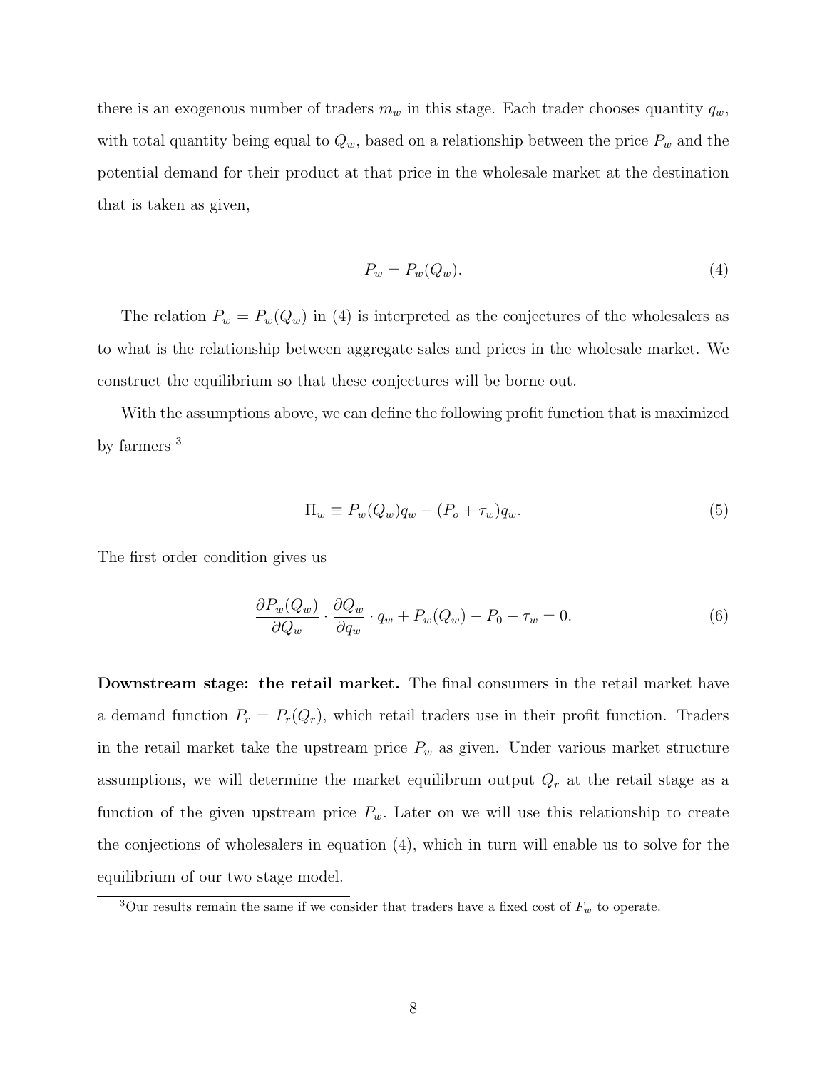there is an exogenous number of traders $m_w$ in this stage. Each trader chooses quantity $q_w$, with total quantity being equal to $Q_w$, based on a relationship between the price $P_w$ and the potential demand for their product at that price in the wholesale market at the destination that is taken as given,

$$P_w = P_w(Q_w). \tag{4}$$

The relation $P_w = P_w(Q_w)$ in (4) is interpreted as the conjectures of the wholesalers as to what is the relationship between aggregate sales and prices in the wholesale market. We construct the equilibrium so that these conjectures will be borne out.

With the assumptions above, we can define the following profit function that is maximized by farmers [3]

$$\Pi_w \equiv P_w(Q_w)q_w - (P_o + \tau_w)q_w. \tag{5}$$

The first order condition gives us

$$\frac{\partial P_w(Q_w)}{\partial Q_w} \cdot \frac{\partial Q_w}{\partial q_w} \cdot q_w + P_w(Q_w) - P_0 - \tau_w = 0. \tag{6}$$

**Downstream stage: the retail market.** The final consumers in the retail market have a demand function $P_r = P_r(Q_r)$, which retail traders use in their profit function. Traders in the retail market take the upstream price $P_w$ as given. Under various market structure assumptions, we will determine the market equilibrum output $Q_r$ at the retail stage as a function of the given upstream price $P_w$. Later on we will use this relationship to create the conjections of wholesalers in equation (4), which in turn will enable us to solve for the equilibrium of our two stage model.

[3] Our results remain the same if we consider that traders have a fixed cost of $F_w$ to operate.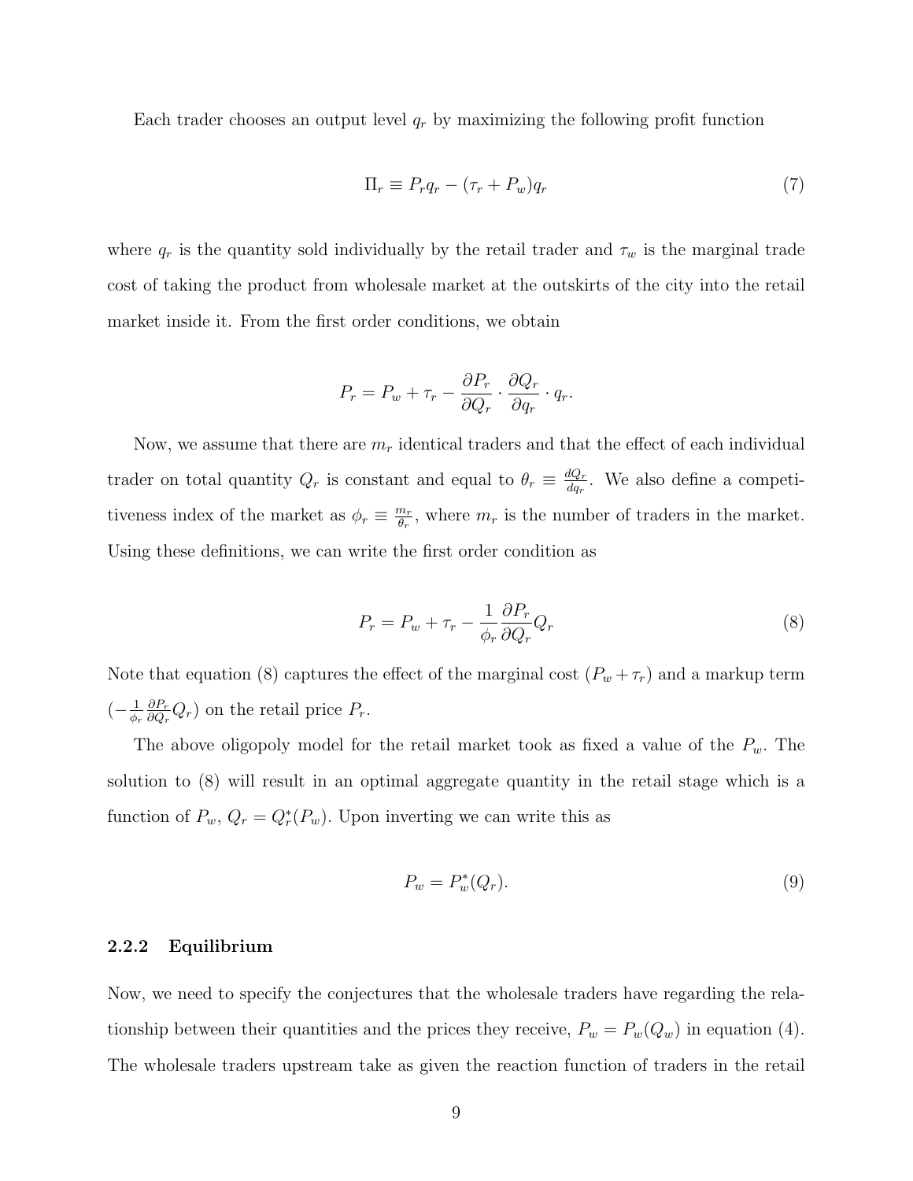Each trader chooses an output level $q_r$ by maximizing the following profit function

$$\Pi_r \equiv P_r q_r - (\tau_r + P_w) q_r \tag{7}$$

where $q_r$ is the quantity sold individually by the retail trader and $\tau_w$ is the marginal trade cost of taking the product from wholesale market at the outskirts of the city into the retail market inside it. From the first order conditions, we obtain

$$P_r = P_w + \tau_r - \frac{\partial P_r}{\partial Q_r} \cdot \frac{\partial Q_r}{\partial q_r} \cdot q_r.$$

Now, we assume that there are $m_r$ identical traders and that the effect of each individual trader on total quantity $Q_r$ is constant and equal to $\theta_r \equiv \frac{dQ_r}{dq_r}$. We also define a competitiveness index of the market as $\phi_r \equiv \frac{m_r}{\theta_r}$, where $m_r$ is the number of traders in the market. Using these definitions, we can write the first order condition as

$$P_r = P_w + \tau_r - \frac{1}{\phi_r} \frac{\partial P_r}{\partial Q_r} Q_r \tag{8}$$

Note that equation (8) captures the effect of the marginal cost ($P_w + \tau_r$) and a markup term ($-\frac{1}{\phi_r} \frac{\partial P_r}{\partial Q_r} Q_r$) on the retail price $P_r$.

The above oligopoly model for the retail market took as fixed a value of the $P_w$. The solution to (8) will result in an optimal aggregate quantity in the retail stage which is a function of $P_w$, $Q_r = Q_r^*(P_w)$. Upon inverting we can write this as

$$P_w = P_w^*(Q_r). \tag{9}$$

### 2.2.2 Equilibrium

Now, we need to specify the conjectures that the wholesale traders have regarding the relationship between their quantities and the prices they receive, $P_w = P_w(Q_w)$ in equation (4). The wholesale traders upstream take as given the reaction function of traders in the retail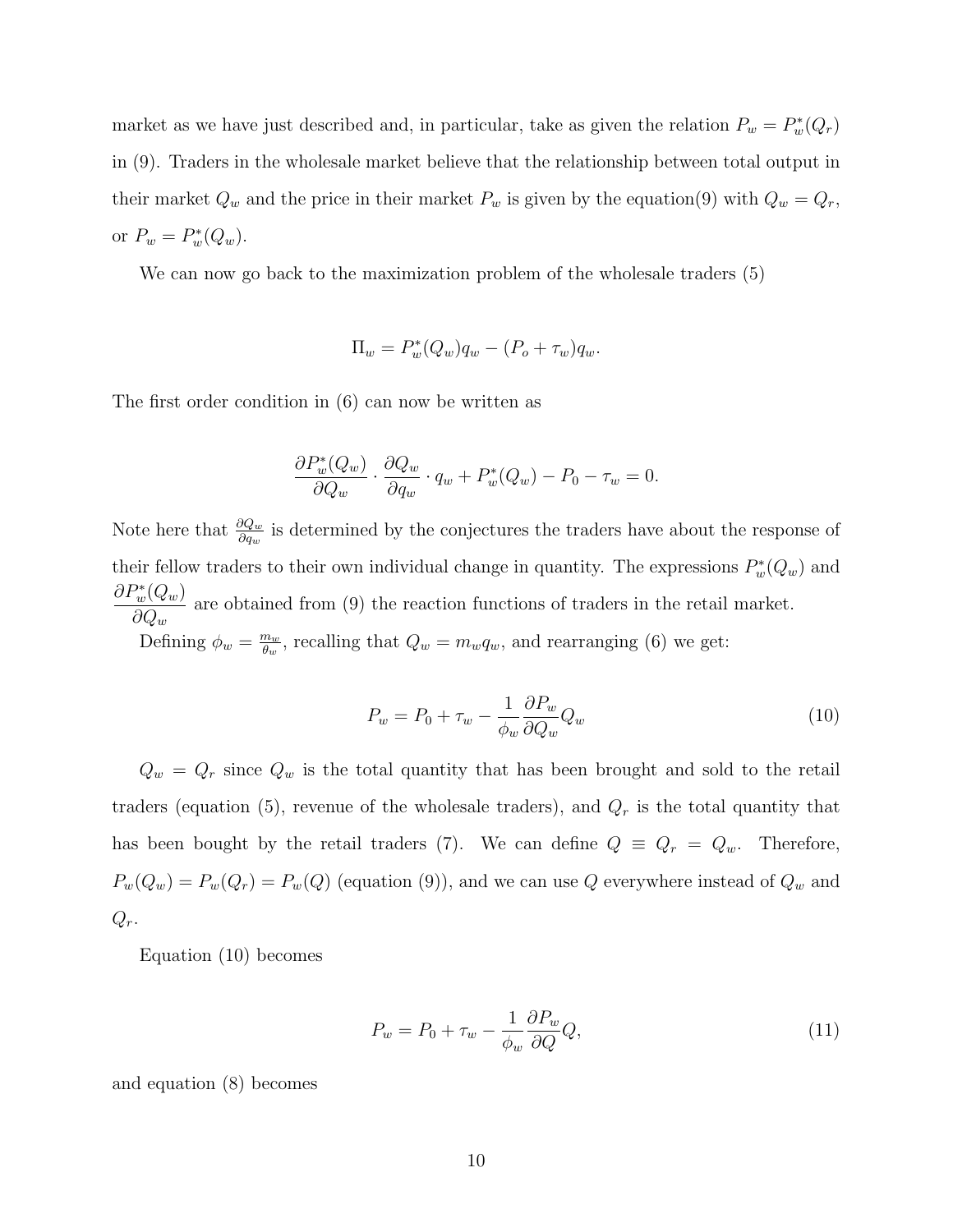market as we have just described and, in particular, take as given the relation $P_w = P_w^*(Q_r)$ in (9). Traders in the wholesale market believe that the relationship between total output in their market $Q_w$ and the price in their market $P_w$ is given by the equation(9) with $Q_w = Q_r$, or $P_w = P_w^*(Q_w)$.

We can now go back to the maximization problem of the wholesale traders (5)

$$\Pi_w = P_w^*(Q_w)q_w - (P_o + \tau_w)q_w.$$

The first order condition in (6) can now be written as

$$\frac{\partial P_w^*(Q_w)}{\partial Q_w} \cdot \frac{\partial Q_w}{\partial q_w} \cdot q_w + P_w^*(Q_w) - P_0 - \tau_w = 0.$$

Note here that $\frac{\partial Q_w}{\partial q_w}$ is determined by the conjectures the traders have about the response of their fellow traders to their own individual change in quantity. The expressions $P_w^*(Q_w)$ and $\dfrac{\partial P_w^*(Q_w)}{\partial Q_w}$ are obtained from (9) the reaction functions of traders in the retail market.

Defining $\phi_w = \frac{m_w}{\theta_w}$, recalling that $Q_w = m_w q_w$, and rearranging (6) we get:

$$P_w = P_0 + \tau_w - \frac{1}{\phi_w}\frac{\partial P_w}{\partial Q_w}Q_w \tag{10}$$

$Q_w = Q_r$ since $Q_w$ is the total quantity that has been brought and sold to the retail traders (equation (5), revenue of the wholesale traders), and $Q_r$ is the total quantity that has been bought by the retail traders (7). We can define $Q \equiv Q_r = Q_w$. Therefore, $P_w(Q_w) = P_w(Q_r) = P_w(Q)$ (equation (9)), and we can use $Q$ everywhere instead of $Q_w$ and $Q_r$.

Equation (10) becomes

$$P_w = P_0 + \tau_w - \frac{1}{\phi_w}\frac{\partial P_w}{\partial Q}Q, \tag{11}$$

and equation (8) becomes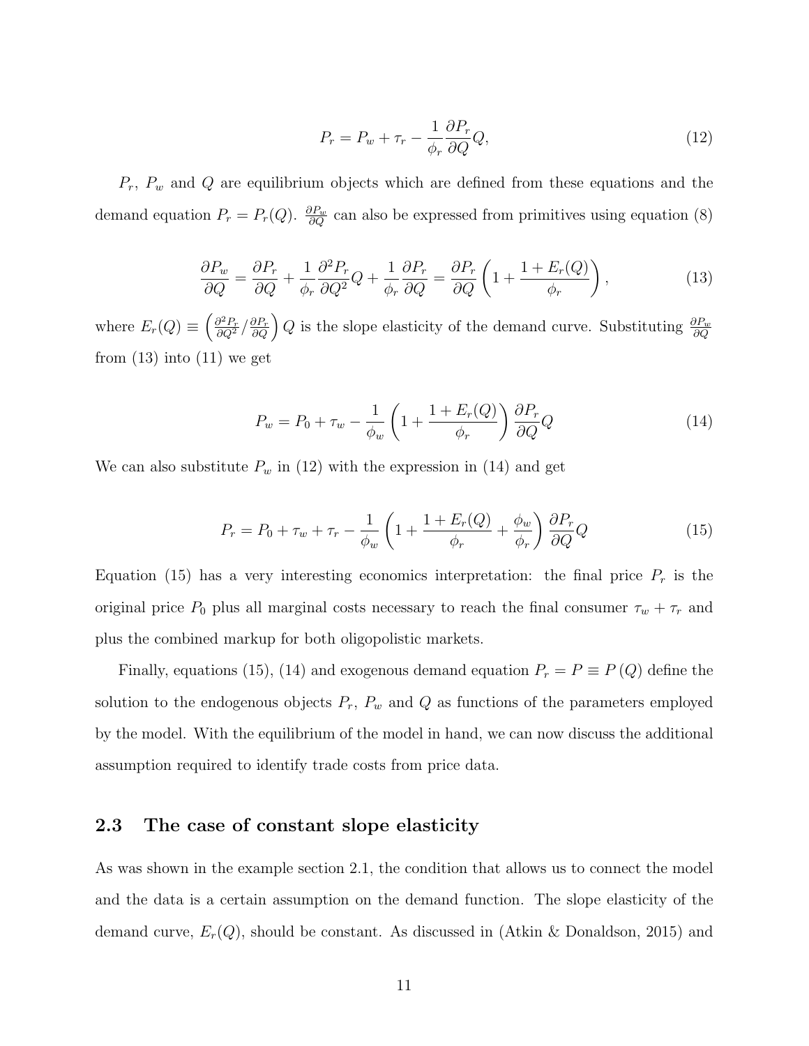$$P_r = P_w + \tau_r - \frac{1}{\phi_r}\frac{\partial P_r}{\partial Q}Q, \tag{12}$$

$P_r$, $P_w$ and $Q$ are equilibrium objects which are defined from these equations and the demand equation $P_r = P_r(Q)$. $\frac{\partial P_w}{\partial Q}$ can also be expressed from primitives using equation (8)

$$\frac{\partial P_w}{\partial Q} = \frac{\partial P_r}{\partial Q} + \frac{1}{\phi_r}\frac{\partial^2 P_r}{\partial Q^2}Q + \frac{1}{\phi_r}\frac{\partial P_r}{\partial Q} = \frac{\partial P_r}{\partial Q}\left(1 + \frac{1 + E_r(Q)}{\phi_r}\right), \tag{13}$$

where $E_r(Q) \equiv \left(\frac{\partial^2 P_r}{\partial Q^2}/\frac{\partial P_r}{\partial Q}\right)Q$ is the slope elasticity of the demand curve. Substituting $\frac{\partial P_w}{\partial Q}$ from (13) into (11) we get

$$P_w = P_0 + \tau_w - \frac{1}{\phi_w}\left(1 + \frac{1 + E_r(Q)}{\phi_r}\right)\frac{\partial P_r}{\partial Q}Q \tag{14}$$

We can also substitute $P_w$ in (12) with the expression in (14) and get

$$P_r = P_0 + \tau_w + \tau_r - \frac{1}{\phi_w}\left(1 + \frac{1 + E_r(Q)}{\phi_r} + \frac{\phi_w}{\phi_r}\right)\frac{\partial P_r}{\partial Q}Q \tag{15}$$

Equation (15) has a very interesting economics interpretation: the final price $P_r$ is the original price $P_0$ plus all marginal costs necessary to reach the final consumer $\tau_w + \tau_r$ and plus the combined markup for both oligopolistic markets.

Finally, equations (15), (14) and exogenous demand equation $P_r = P \equiv P(Q)$ define the solution to the endogenous objects $P_r$, $P_w$ and $Q$ as functions of the parameters employed by the model. With the equilibrium of the model in hand, we can now discuss the additional assumption required to identify trade costs from price data.

## 2.3 The case of constant slope elasticity

As was shown in the example section 2.1, the condition that allows us to connect the model and the data is a certain assumption on the demand function. The slope elasticity of the demand curve, $E_r(Q)$, should be constant. As discussed in (Atkin & Donaldson, 2015) and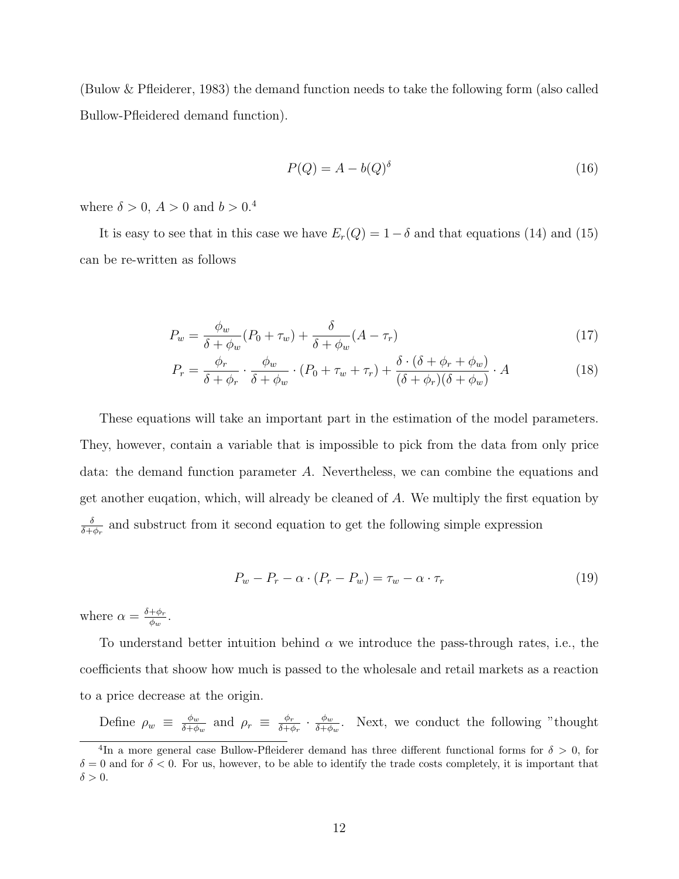(Bulow & Pfleiderer, 1983) the demand function needs to take the following form (also called Bullow-Pfleidered demand function).

$$P(Q) = A - b(Q)^{\delta} \tag{16}$$

where $\delta > 0$, $A > 0$ and $b > 0$.[4]

It is easy to see that in this case we have $E_r(Q) = 1 - \delta$ and that equations (14) and (15) can be re-written as follows

$$P_w = \frac{\phi_w}{\delta + \phi_w}(P_0 + \tau_w) + \frac{\delta}{\delta + \phi_w}(A - \tau_r) \tag{17}$$

$$P_r = \frac{\phi_r}{\delta + \phi_r} \cdot \frac{\phi_w}{\delta + \phi_w} \cdot (P_0 + \tau_w + \tau_r) + \frac{\delta \cdot (\delta + \phi_r + \phi_w)}{(\delta + \phi_r)(\delta + \phi_w)} \cdot A \tag{18}$$

These equations will take an important part in the estimation of the model parameters. They, however, contain a variable that is impossible to pick from the data from only price data: the demand function parameter $A$. Nevertheless, we can combine the equations and get another euqation, which, will already be cleaned of $A$. We multiply the first equation by $\frac{\delta}{\delta + \phi_r}$ and substruct from it second equation to get the following simple expression

$$P_w - P_r - \alpha \cdot (P_r - P_w) = \tau_w - \alpha \cdot \tau_r \tag{19}$$

where $\alpha = \frac{\delta + \phi_r}{\phi_w}$.

To understand better intuition behind $\alpha$ we introduce the pass-through rates, i.e., the coefficients that shoow how much is passed to the wholesale and retail markets as a reaction to a price decrease at the origin.

Define $\rho_w \equiv \frac{\phi_w}{\delta + \phi_w}$ and $\rho_r \equiv \frac{\phi_r}{\delta + \phi_r} \cdot \frac{\phi_w}{\delta + \phi_w}$. Next, we conduct the following "thought

[4] In a more general case Bullow-Pfleiderer demand has three different functional forms for $\delta > 0$, for $\delta = 0$ and for $\delta < 0$. For us, however, to be able to identify the trade costs completely, it is important that $\delta > 0$.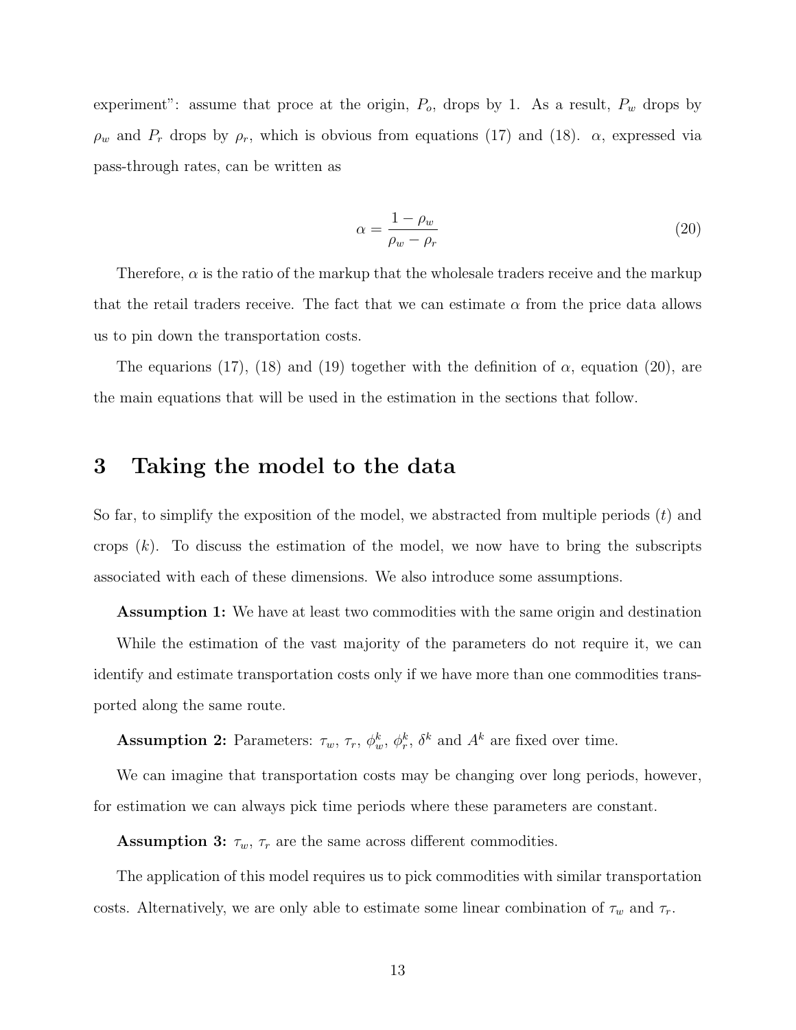experiment": assume that proce at the origin, $P_o$, drops by 1. As a result, $P_w$ drops by $\rho_w$ and $P_r$ drops by $\rho_r$, which is obvious from equations (17) and (18). $\alpha$, expressed via pass-through rates, can be written as

$$\alpha = \frac{1 - \rho_w}{\rho_w - \rho_r} \tag{20}$$

Therefore, $\alpha$ is the ratio of the markup that the wholesale traders receive and the markup that the retail traders receive. The fact that we can estimate $\alpha$ from the price data allows us to pin down the transportation costs.

The equarions (17), (18) and (19) together with the definition of $\alpha$, equation (20), are the main equations that will be used in the estimation in the sections that follow.

# 3 Taking the model to the data

So far, to simplify the exposition of the model, we abstracted from multiple periods ($t$) and crops ($k$). To discuss the estimation of the model, we now have to bring the subscripts associated with each of these dimensions. We also introduce some assumptions.

**Assumption 1:** We have at least two commodities with the same origin and destination

While the estimation of the vast majority of the parameters do not require it, we can identify and estimate transportation costs only if we have more than one commodities transported along the same route.

**Assumption 2:** Parameters: $\tau_w$, $\tau_r$, $\phi_w^k$, $\phi_r^k$, $\delta^k$ and $A^k$ are fixed over time.

We can imagine that transportation costs may be changing over long periods, however, for estimation we can always pick time periods where these parameters are constant.

**Assumption 3:** $\tau_w$, $\tau_r$ are the same across different commodities.

The application of this model requires us to pick commodities with similar transportation costs. Alternatively, we are only able to estimate some linear combination of $\tau_w$ and $\tau_r$.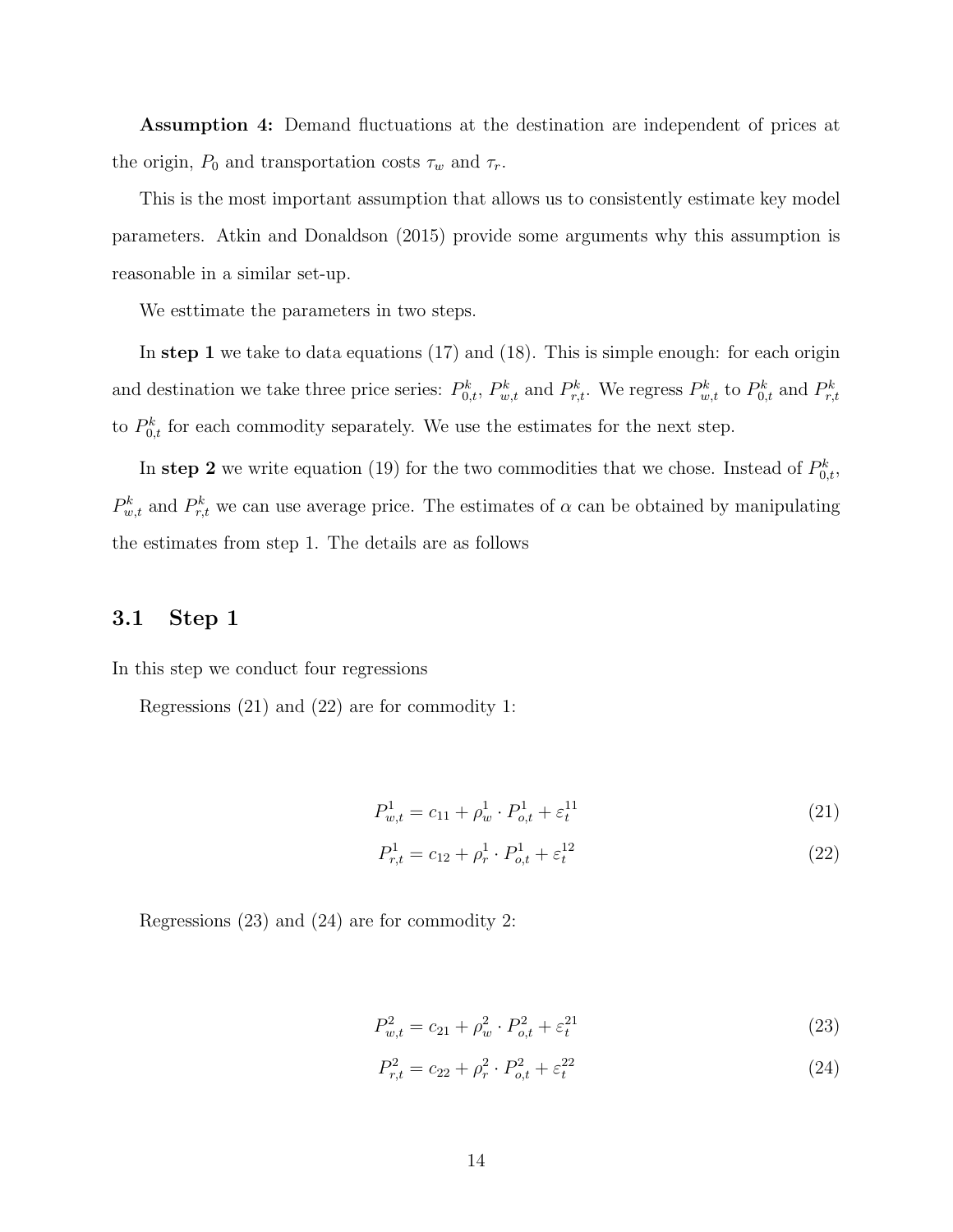**Assumption 4:** Demand fluctuations at the destination are independent of prices at the origin, $P_0$ and transportation costs $\tau_w$ and $\tau_r$.

This is the most important assumption that allows us to consistently estimate key model parameters. Atkin and Donaldson (2015) provide some arguments why this assumption is reasonable in a similar set-up.

We esttimate the parameters in two steps.

In **step 1** we take to data equations (17) and (18). This is simple enough: for each origin and destination we take three price series: $P^k_{0,t}$, $P^k_{w,t}$ and $P^k_{r,t}$. We regress $P^k_{w,t}$ to $P^k_{0,t}$ and $P^k_{r,t}$ to $P^k_{0,t}$ for each commodity separately. We use the estimates for the next step.

In **step 2** we write equation (19) for the two commodities that we chose. Instead of $P^k_{0,t}$, $P^k_{w,t}$ and $P^k_{r,t}$ we can use average price. The estimates of $\alpha$ can be obtained by manipulating the estimates from step 1. The details are as follows

## 3.1 Step 1

In this step we conduct four regressions

Regressions (21) and (22) are for commodity 1:

$$P^1_{w,t} = c_{11} + \rho^1_w \cdot P^1_{o,t} + \varepsilon^{11}_t \tag{21}$$

$$P^1_{r,t} = c_{12} + \rho^1_r \cdot P^1_{o,t} + \varepsilon^{12}_t \tag{22}$$

Regressions (23) and (24) are for commodity 2:

$$P^2_{w,t} = c_{21} + \rho^2_w \cdot P^2_{o,t} + \varepsilon^{21}_t \tag{23}$$

$$P^2_{r,t} = c_{22} + \rho^2_r \cdot P^2_{o,t} + \varepsilon^{22}_t \tag{24}$$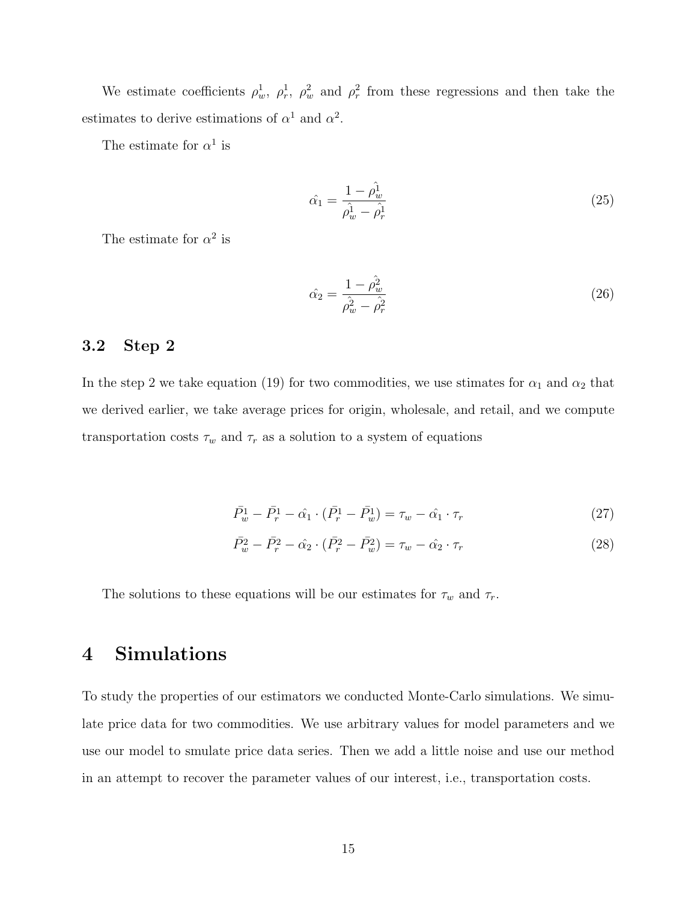We estimate coefficients $\rho_w^1$, $\rho_r^1$, $\rho_w^2$ and $\rho_r^2$ from these regressions and then take the estimates to derive estimations of $\alpha^1$ and $\alpha^2$.

The estimate for $\alpha^1$ is

$$\hat{\alpha_1} = \frac{1 - \hat{\rho_w^1}}{\hat{\rho_w^1} - \hat{\rho_r^1}} \tag{25}$$

The estimate for $\alpha^2$ is

$$\hat{\alpha_2} = \frac{1 - \hat{\rho_w^2}}{\hat{\rho_w^2} - \hat{\rho_r^2}} \tag{26}$$

## 3.2 Step 2

In the step 2 we take equation (19) for two commodities, we use stimates for $\alpha_1$ and $\alpha_2$ that we derived earlier, we take average prices for origin, wholesale, and retail, and we compute transportation costs $\tau_w$ and $\tau_r$ as a solution to a system of equations

$$\bar{P}_w^1 - \bar{P}_r^1 - \hat{\alpha_1} \cdot (\bar{P}_r^1 - \bar{P}_w^1) = \tau_w - \hat{\alpha_1} \cdot \tau_r \tag{27}$$

$$\bar{P}_w^2 - \bar{P}_r^2 - \hat{\alpha_2} \cdot (\bar{P}_r^2 - \bar{P}_w^2) = \tau_w - \hat{\alpha_2} \cdot \tau_r \tag{28}$$

The solutions to these equations will be our estimates for $\tau_w$ and $\tau_r$.

# 4 Simulations

To study the properties of our estimators we conducted Monte-Carlo simulations. We simulate price data for two commodities. We use arbitrary values for model parameters and we use our model to smulate price data series. Then we add a little noise and use our method in an attempt to recover the parameter values of our interest, i.e., transportation costs.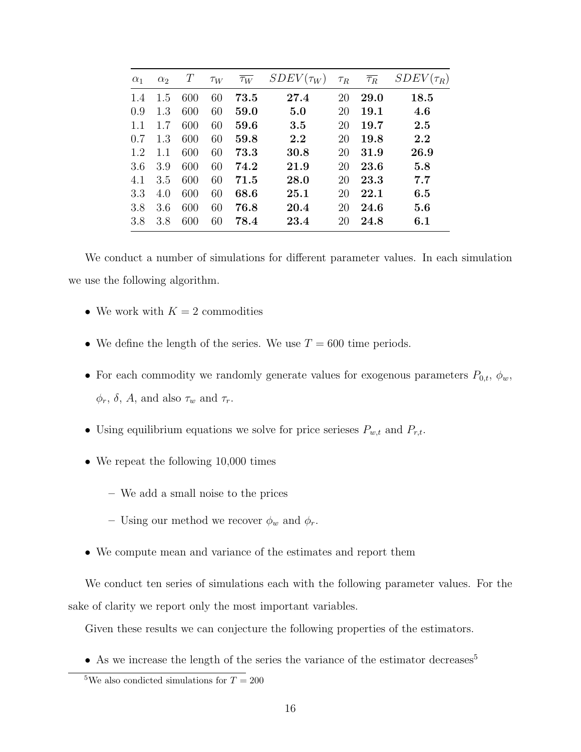| $\alpha_1$ | $\alpha_2$ | $T$ | $\tau_W$ | $\overline{\tau_W}$ | $SDEV(\tau_W)$ | $\tau_R$ | $\overline{\tau_R}$ | $SDEV(\tau_R)$ |
|---|---|---|---|---|---|---|---|---|
| 1.4 | 1.5 | 600 | 60 | **73.5** | **27.4** | 20 | **29.0** | **18.5** |
| 0.9 | 1.3 | 600 | 60 | **59.0** | **5.0** | 20 | **19.1** | **4.6** |
| 1.1 | 1.7 | 600 | 60 | **59.6** | **3.5** | 20 | **19.7** | **2.5** |
| 0.7 | 1.3 | 600 | 60 | **59.8** | **2.2** | 20 | **19.8** | **2.2** |
| 1.2 | 1.1 | 600 | 60 | **73.3** | **30.8** | 20 | **31.9** | **26.9** |
| 3.6 | 3.9 | 600 | 60 | **74.2** | **21.9** | 20 | **23.6** | **5.8** |
| 4.1 | 3.5 | 600 | 60 | **71.5** | **28.0** | 20 | **23.3** | **7.7** |
| 3.3 | 4.0 | 600 | 60 | **68.6** | **25.1** | 20 | **22.1** | **6.5** |
| 3.8 | 3.6 | 600 | 60 | **76.8** | **20.4** | 20 | **24.6** | **5.6** |
| 3.8 | 3.8 | 600 | 60 | **78.4** | **23.4** | 20 | **24.8** | **6.1** |

We conduct a number of simulations for different parameter values. In each simulation we use the following algorithm.

- We work with $K = 2$ commodities
- We define the length of the series. We use $T = 600$ time periods.
- For each commodity we randomly generate values for exogenous parameters $P_{0,t}$, $\phi_w$, $\phi_r$, $\delta$, $A$, and also $\tau_w$ and $\tau_r$.
- Using equilibrium equations we solve for price serieses $P_{w,t}$ and $P_{r,t}$.
- We repeat the following 10,000 times
  - We add a small noise to the prices
  - Using our method we recover $\phi_w$ and $\phi_r$.
- We compute mean and variance of the estimates and report them

We conduct ten series of simulations each with the following parameter values. For the sake of clarity we report only the most important variables.

Given these results we can conjecture the following properties of the estimators.

- As we increase the length of the series the variance of the estimator decreases[5]

[5] We also condicted simulations for $T = 200$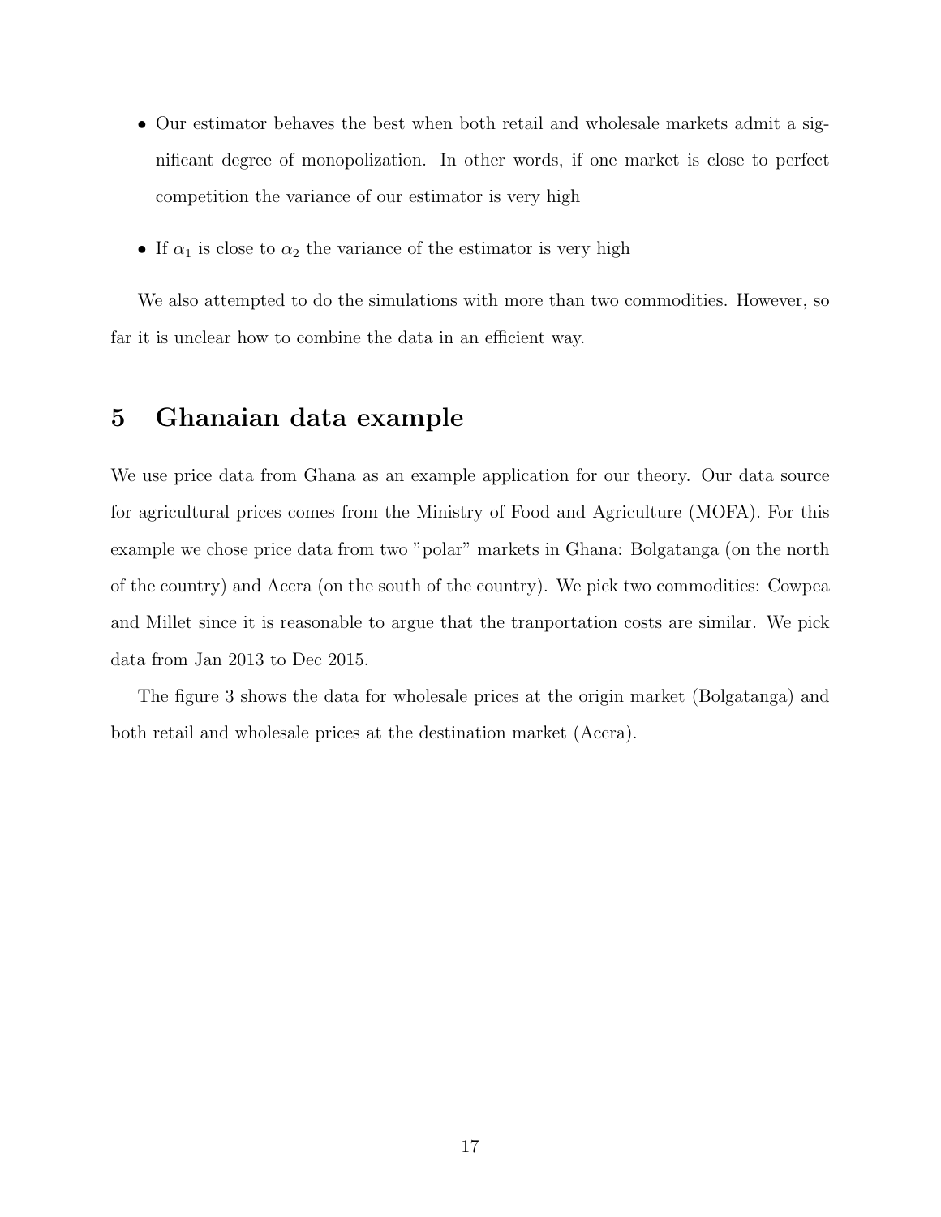- Our estimator behaves the best when both retail and wholesale markets admit a significant degree of monopolization. In other words, if one market is close to perfect competition the variance of our estimator is very high
- If $\alpha_1$ is close to $\alpha_2$ the variance of the estimator is very high

We also attempted to do the simulations with more than two commodities. However, so far it is unclear how to combine the data in an efficient way.

# 5 Ghanaian data example

We use price data from Ghana as an example application for our theory. Our data source for agricultural prices comes from the Ministry of Food and Agriculture (MOFA). For this example we chose price data from two "polar" markets in Ghana: Bolgatanga (on the north of the country) and Accra (on the south of the country). We pick two commodities: Cowpea and Millet since it is reasonable to argue that the tranportation costs are similar. We pick data from Jan 2013 to Dec 2015.

The figure 3 shows the data for wholesale prices at the origin market (Bolgatanga) and both retail and wholesale prices at the destination market (Accra).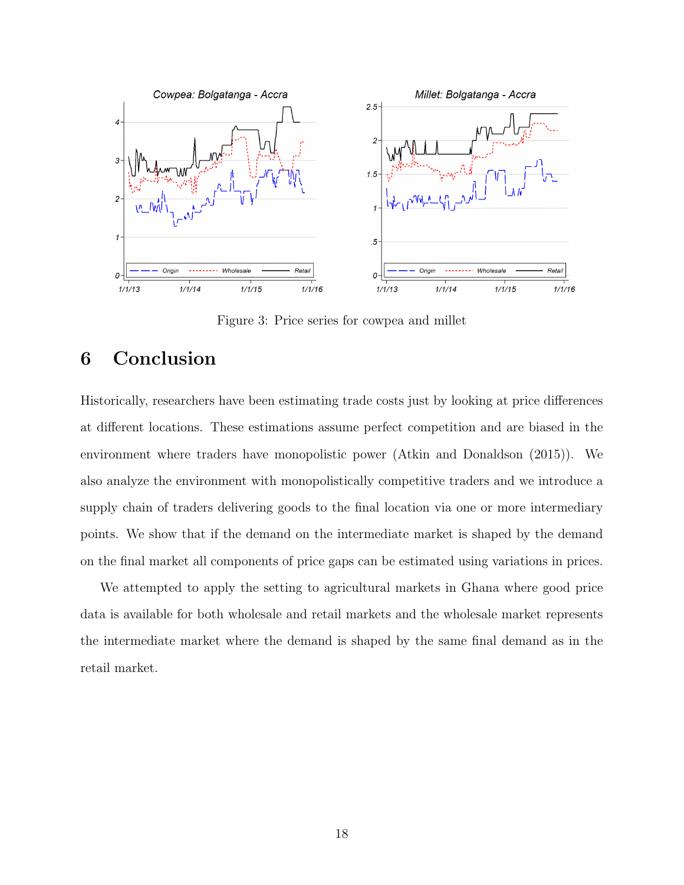Figure 3: Price series for cowpea and millet

## 6 Conclusion

Historically, researchers have been estimating trade costs just by looking at price differences at different locations. These estimations assume perfect competition and are biased in the environment where traders have monopolistic power (Atkin and Donaldson (2015)). We also analyze the environment with monopolistically competitive traders and we introduce a supply chain of traders delivering goods to the final location via one or more intermediary points. We show that if the demand on the intermediate market is shaped by the demand on the final market all components of price gaps can be estimated using variations in prices.

We attempted to apply the setting to agricultural markets in Ghana where good price data is available for both wholesale and retail markets and the wholesale market represents the intermediate market where the demand is shaped by the same final demand as in the retail market.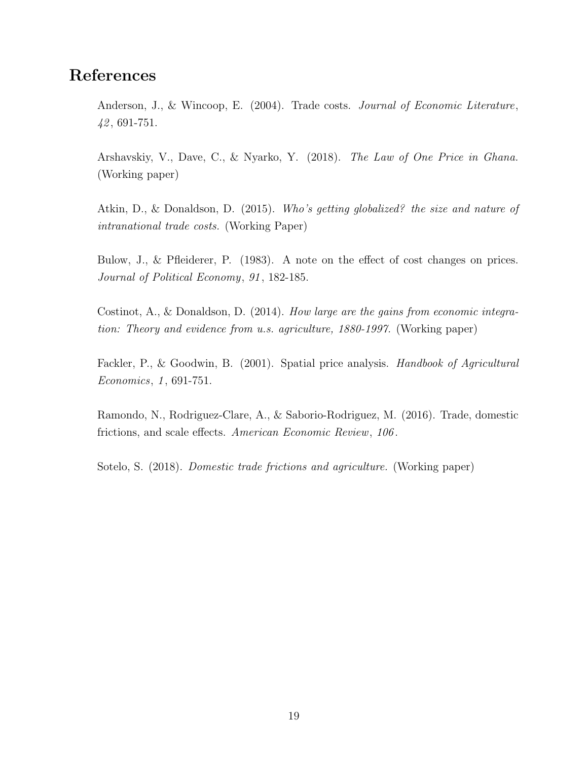## References

Anderson, J., & Wincoop, E. (2004). Trade costs. *Journal of Economic Literature*, *42*, 691-751.

Arshavskiy, V., Dave, C., & Nyarko, Y. (2018). *The Law of One Price in Ghana.* (Working paper)

Atkin, D., & Donaldson, D. (2015). *Who's getting globalized? the size and nature of intranational trade costs.* (Working Paper)

Bulow, J., & Pfleiderer, P. (1983). A note on the effect of cost changes on prices. *Journal of Political Economy*, *91*, 182-185.

Costinot, A., & Donaldson, D. (2014). *How large are the gains from economic integration: Theory and evidence from u.s. agriculture, 1880-1997.* (Working paper)

Fackler, P., & Goodwin, B. (2001). Spatial price analysis. *Handbook of Agricultural Economics*, *1*, 691-751.

Ramondo, N., Rodriguez-Clare, A., & Saborio-Rodriguez, M. (2016). Trade, domestic frictions, and scale effects. *American Economic Review*, *106*.

Sotelo, S. (2018). *Domestic trade frictions and agriculture.* (Working paper)